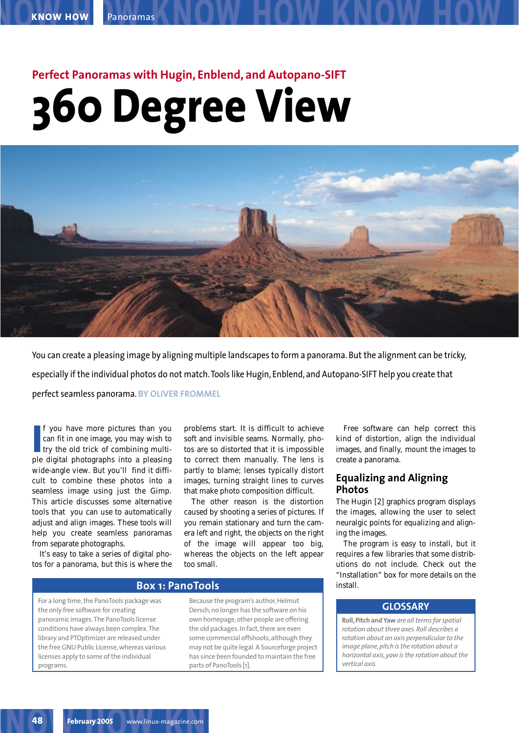## Perfect Panoramas with Hugin, Enblend, and Autopano-SIFT

# 360 Degree View

You can create a pleasing image by aligning multiple landscapes to form a panorama. But the alignment can be tricky, especially if the individual photos do not match. Tools like Hugin, Enblend, and Autopano-SIFT help you create that perfect seamless panorama. BY OLIVER FROMMEL

If you have more pictures than you can fit in one image, you may wish to try the old trick of combining multiple digital photographs into a pleasing wide-angle view. But you'll find it difficult to combine these photos into a seamless image using just the Gimp. This article discusses some alternative tools that you can use to automatically adjust and align images. These tools will help you create seamless panoramas from separate photographs.

It's easy to take a series of digital photos for a panorama, but this is where the problems start. It is difficult to achieve soft and invisible seams. Normally, photos are so distorted that it is impossible to correct them manually. The lens is partly to blame; lenses typically distort images, turning straight lines to curves that make photo composition difficult.

The other reason is the distortion caused by shooting a series of pictures. If you remain stationary and turn the camera left and right, the objects on the right of the image will appear too big, whereas the objects on the left appear too small.

Free software can help correct this kind of distortion, align the individual images, and finally, mount the images to create a panorama.

## Equalizing and Aligning Photos

The Hugin [2] graphics program displays the images, allowing the user to select neuralgic points for equalizing and aligning the images.

The program is easy to install, but it requires a few libraries that some distributions do not include. Check out the "Installation" box for more details on the install.

### Box 1: PanoTools

For a long time, the PanoTools package was the only free software for creating panoramic images. The PanoTools license conditions have always been complex. The library and PTOptimizer are released under the free GNU Public License, whereas various licenses apply to some of the individual programs.

Because the program's author, Helmut Dersch, no longer has the software on his own homepage, other people are offering the old packages. In fact, there are even some commercial offshoots, although they may not be quite legal. A Sourceforge project has since been founded to maintain the free parts of PanoTools [1].

### GLOSSARY

**Roll, Pitch and Yaw** *are all terms for spatial rotation about three axes. Roll describes a rotation about an axis perpendicular to the image plane, pitch is the rotation about a horizontal axis, yaw is the rotation about the vertical axis.*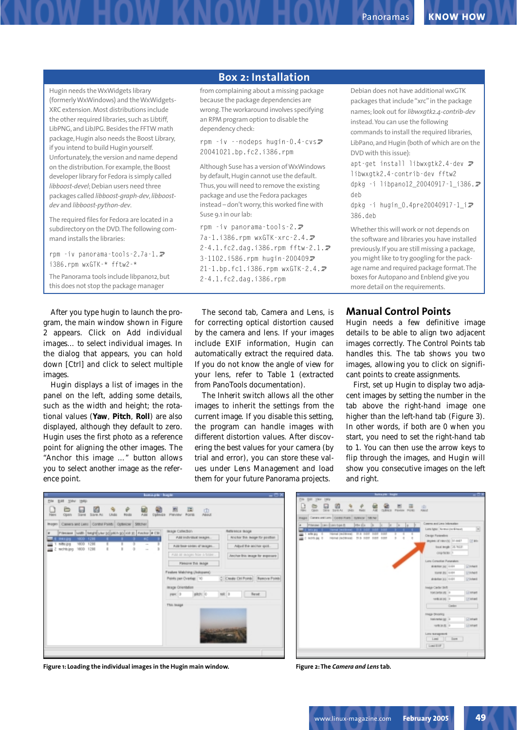## Box 2: Installation

Hugin needs the WxWidgets library (formerly WxWindows) and the WxWidgets-XRC extension. Most distributions include the other required libraries, such as Libtiff, LibPNG, and LibJPG. Besides the FFTW math package, Hugin also needs the Boost Library, if you intend to build Hugin yourself. Unfortunately, the version and name depend on the distribution. For example, the Boost developer library for Fedora is simply called *libboost-devel*; Debian users need three packages called *libboost-graph-dev*, *libboost-dev* and *libboost-python-dev*.

The required files for Fedora are located in a subdirectory on the DVD. The following command installs the libraries:

```
rpm -iv panorama-tools-2.7a-1.i386.rpm wxGTK-* fftw2-*
```

The Panorama tools include libpano12, but this does not stop the package manager from complaining about a missing package because the package dependencies are wrong. The workaround involves specifying an RPM program option to disable the dependency check:

```
rpm -iv --nodeps hugin-0.4-cvs20041021.bp.fc2.i386.rpm
```

Although Suse has a version of WxWindows by default, Hugin cannot use the default. Thus, you will need to remove the existing package and use the Fedora packages instead – don't worry, this worked fine with Suse 9.1 in our lab:

```
rpm -iv panorama-tools-2.7a-1.i386.rpm wxGTK-xrc-2.4.2-4.1.fc2.dag.i386.rpm fftw-2.1.3-1102.i586.rpm hugin-20040921-1.bp.fc1.i386.rpm wxGTK-2.4.2-4.1.fc2.dag.i386.rpm
```

Debian does not have additional wxGTK packages that include "xrc" in the package names; look out for *libwxgtk2.4-contrib-dev* instead. You can use the following commands to install the required libraries, LibPano, and Hugin (both of which are on the DVD with this issue):

```
apt-get install libwxgtk2.4-dev libwxgtk2.4-contrib-dev fftw2
dpkg -i libpano12_20040917-1_i386.deb
dpkg -i hugin_0.4pre20040917-1_i386.deb
```

Whether this will work or not depends on the software and libraries you have installed previously. If you are still missing a package, you might like to try googling for the package name and required package format. The boxes for Autopano and Enblend give you more detail on the requirements.

After you type hugin to launch the program, the main window shown in Figure 2 appears. Click on Add individual images... to select individual images. In the dialog that appears, you can hold down [Ctrl] and click to select multiple images.

Hugin displays a list of images in the panel on the left, adding some details, such as the width and height; the rotational values (**Yaw**, **Pitch**, **Roll**) are also displayed, although they default to zero. Hugin uses the first photo as a reference point for aligning the other images. The "Anchor this image ..." button allows you to select another image as the reference point.

The second tab, Camera and Lens, is for correcting optical distortion caused by the camera and lens. If your images include EXIF information, Hugin can automatically extract the required data. If you do not know the angle of view for your lens, refer to Table 1 (extracted from PanoTools documentation).

The Inherit switch allows all the other images to inherit the settings from the current image. If you disable this setting, the program can handle images with different distortion values. After discovering the best values for your camera (by trial and error), you can store these values under Lens Management and load them for your future Panorama projects.

## Manual Control Points

Hugin needs a few definitive image details to be able to align two adjacent images correctly. The Control Points tab handles this. The tab shows you two images, allowing you to click on significant points to create assignments.

First, set up Hugin to display two adjacent images by setting the number in the tab above the right-hand image one higher than the left-hand tab (Figure 3). In other words, if both are 0 when you start, you need to set the right-hand tab to 1. You can then use the arrow keys to flip through the images, and Hugin will show you consecutive images on the left and right.

**Figure 1: Loading the individual images in the Hugin main window.**

**Figure 2: The *Camera and Lens* tab.**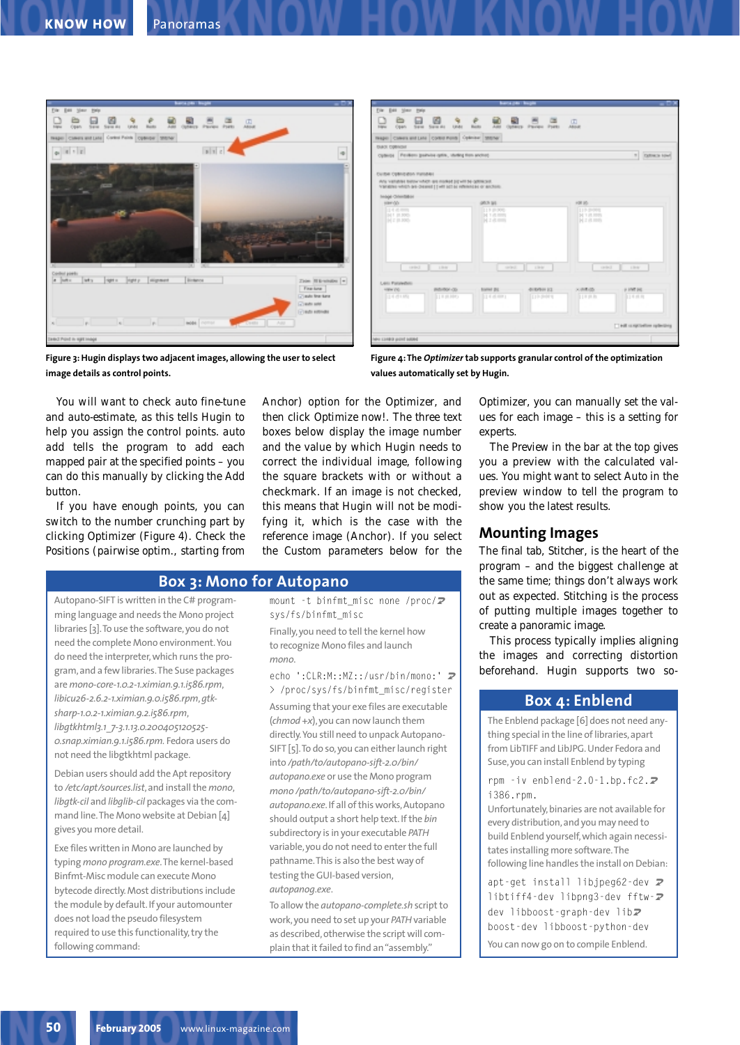Figure 3: Hugin displays two adjacent images, allowing the user to select image details as control points.

Figure 4: The *Optimizer* tab supports granular control of the optimization values automatically set by Hugin.

You will want to check auto fine-tune and auto-estimate, as this tells Hugin to help you assign the control points. auto add tells the program to add each mapped pair at the specified points – you can do this manually by clicking the Add button.

If you have enough points, you can switch to the number crunching part by clicking Optimizer (Figure 4). Check the Positions (pairwise optim., starting from Anchor) option for the Optimizer, and then click Optimize now!. The three text boxes below display the image number and the value by which Hugin needs to correct the individual image, following the square brackets with or without a checkmark. If an image is not checked, this means that Hugin will not be modifying it, which is the case with the reference image (Anchor). If you select the Custom parameters below for the Optimizer, you can manually set the values for each image – this is a setting for experts.

The Preview in the bar at the top gives you a preview with the calculated values. You might want to select Auto in the preview window to tell the program to show you the latest results.

## Mounting Images

The final tab, Stitcher, is the heart of the program – and the biggest challenge at the same time; things don't always work out as expected. Stitching is the process of putting multiple images together to create a panoramic image.

This process typically implies aligning the images and correcting distortion beforehand. Hugin supports two so-

## Box 3: Mono for Autopano

Autopano-SIFT is written in the C# programming language and needs the Mono project libraries [3]. To use the software, you do not need the complete Mono environment. You do need the interpreter, which runs the program, and a few libraries. The Suse packages are *mono-core-1.0.2-1.ximian.9.1.i586.rpm*, *libicu26-2.6.2-1.ximian.9.0.i586.rpm*, *gtk-sharp-1.0.2-1.ximian.9.2.i586.rpm*, *libgtkhtml3.1_7-3.1.13.0.200405120525-0.snap.ximian.9.1.i586.rpm*. Fedora users do not need the libgtkhtml package.

Debian users should add the Apt repository to */etc/apt/sources.list*, and install the *mono*, *libgtk-cil* and *libglib-cil* packages via the command line. The Mono website at Debian [4] gives you more detail.

Exe files written in Mono are launched by typing *mono program.exe*. The kernel-based Binfmt-Misc module can execute Mono bytecode directly. Most distributions include the module by default. If your automounter does not load the pseudo filesystem required to use this functionality, try the following command:

```
mount -t binfmt_misc none /proc/sys/fs/binfmt_misc
```

Finally, you need to tell the kernel how to recognize Mono files and launch *mono*.

```
echo ':CLR:M::MZ::/usr/bin/mono:' > /proc/sys/fs/binfmt_misc/register
```

Assuming that your exe files are executable (*chmod +x*), you can now launch them directly. You still need to unpack Autopano-SIFT [5]. To do so, you can either launch right into */path/to/autopano-sift-2.0/bin/autopano.exe* or use the Mono program *mono /path/to/autopano-sift-2.0/bin/autopano.exe*. If all of this works, Autopano should output a short help text. If the *bin* subdirectory is in your executable *PATH* variable, you do not need to enter the full pathname. This is also the best way of testing the GUI-based version, *autopanog.exe*.

To allow the *autopano-complete.sh* script to work, you need to set up your *PATH* variable as described, otherwise the script will complain that it failed to find an "assembly."

## Box 4: Enblend

The Enblend package [6] does not need anything special in the line of libraries, apart from LibTIFF and LibJPG. Under Fedora and Suse, you can install Enblend by typing

```
rpm -iv enblend-2.0-1.bp.fc2.i386.rpm.
```

Unfortunately, binaries are not available for every distribution, and you may need to build Enblend yourself, which again necessitates installing more software. The following line handles the install on Debian:

```
apt-get install libjpeg62-dev libtiff4-dev libpng3-dev fftw-dev libboost-graph-dev libboost-dev libboost-python-dev
```

You can now go on to compile Enblend.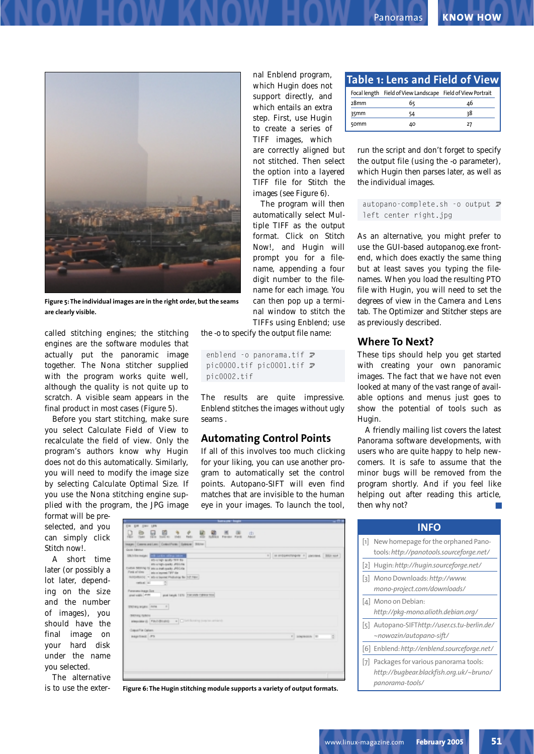Figure 5: The individual images are in the right order, but the seams are clearly visible.

called stitching engines; the stitching engines are the software modules that actually put the panoramic image together. The Nona stitcher supplied with the program works quite well, although the quality is not quite up to scratch. A visible seam appears in the final product in most cases (Figure 5).

Before you start stitching, make sure you select Calculate Field of View to recalculate the field of view. Only the program's authors know why Hugin does not do this automatically. Similarly, you will need to modify the image size by selecting Calculate Optimal Size. If you use the Nona stitching engine supplied with the program, the JPG image format will be preselected, and you can simply click Stitch now!.

A short time later (or possibly a lot later, depending on the size and the number of images), you should have the final image on your hard disk under the name you selected.

The alternative is to use the external Enblend program, which Hugin does not support directly, and which entails an extra step. First, use Hugin to create a series of TIFF images, which are correctly aligned but not stitched. Then select the option into a layered TIFF file for Stitch the images (see Figure 6).

The program will then automatically select Multiple TIFF as the output format. Click on Stitch Now!, and Hugin will prompt you for a filename, appending a four digit number to the filename for each image. You can then pop up a terminal window to stitch the TIFFs using Enblend; use the -o to specify the output file name:

```
enblend -o panorama.tif ↩
pic0000.tif pic0001.tif ↩
pic0002.tif
```

The results are quite impressive. Enblend stitches the images without ugly seams .

Figure 6: The Hugin stitching module supports a variety of output formats.

## Automating Control Points

If all of this involves too much clicking for your liking, you can use another program to automatically set the control points. Autopano-SIFT will even find matches that are invisible to the human eye in your images. To launch the tool, run the script and don't forget to specify the output file (using the -o parameter), which Hugin then parses later, as well as the individual images.

```
autopano-complete.sh -o output ↩
left center right.jpg
```

As an alternative, you might prefer to use the GUI-based autopanog.exe frontend, which does exactly the same thing but at least saves you typing the filenames. When you load the resulting PTO file with Hugin, you will need to set the degrees of view in the Camera and Lens tab. The Optimizer and Stitcher steps are as previously described.

### Table 1: Lens and Field of View

| Focal length | Field of View Landscape | Field of View Portrait |
|---|---|---|
| 28mm | 65 | 46 |
| 35mm | 54 | 38 |
| 50mm | 40 | 27 |

## Where To Next?

These tips should help you get started with creating your own panoramic images. The fact that we have not even looked at many of the vast range of available options and menus just goes to show the potential of tools such as Hugin.

A friendly mailing list covers the latest Panorama software developments, with users who are quite happy to help newcomers. It is safe to assume that the minor bugs will be removed from the program shortly. And if you feel like helping out after reading this article, then why not? ■

## INFO

[1] New homepage for the orphaned Panotools: *http://panotools.sourceforge.net/*

[2] Hugin: *http://hugin.sourceforge.net/*

[3] Mono Downloads: *http://www.mono-project.com/downloads/*

[4] Mono on Debian: *http://pkg-mono.alioth.debian.org/*

[5] Autopano-SIFT *http://user.cs.tu-berlin.de/~nowozin/autopano-sift/*

[6] Enblend: *http://enblend.sourceforge.net/*

[7] Packages for various panorama tools: *http://bugbear.blackfish.org.uk/~bruno/panorama-tools/*